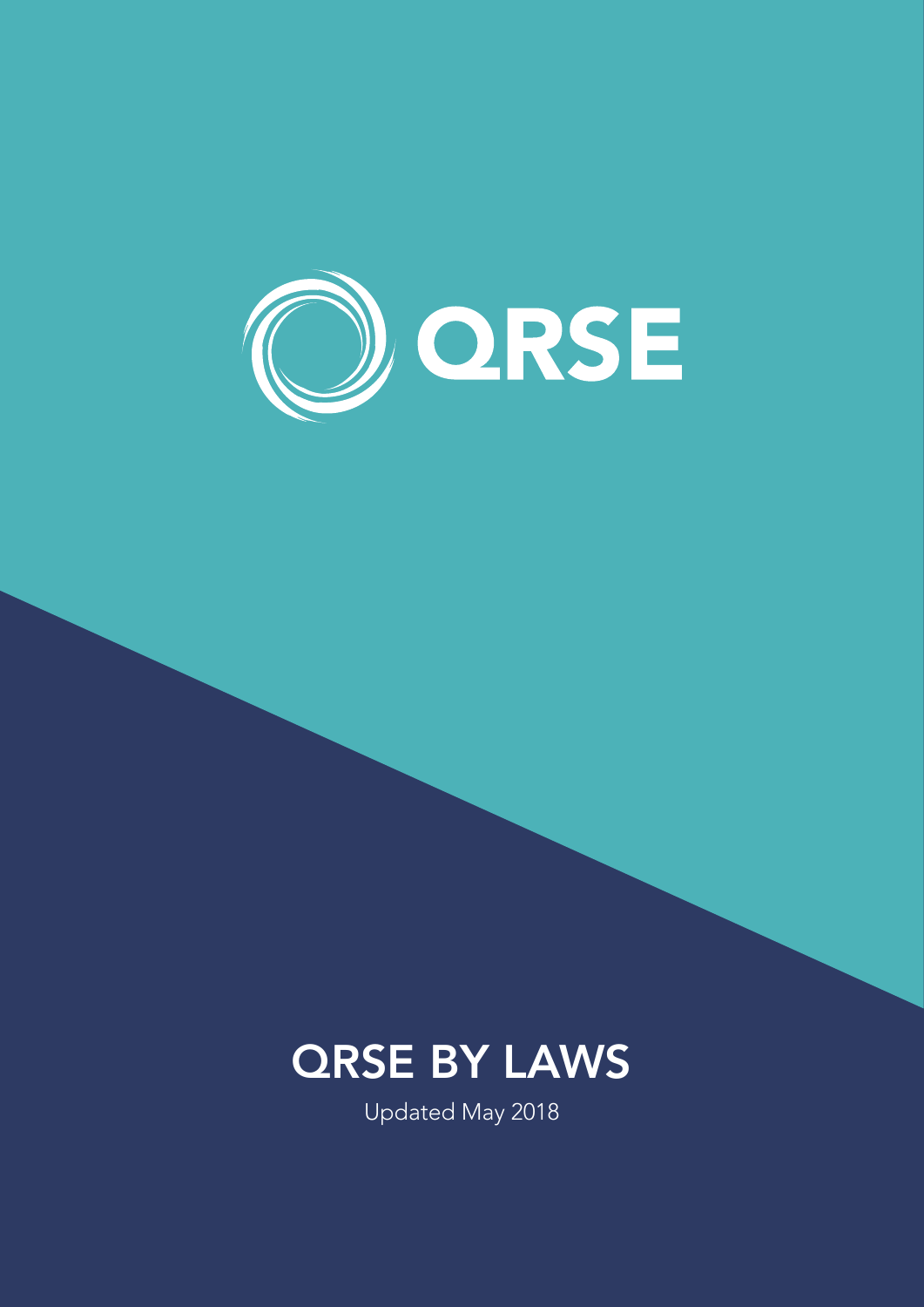QRSE

# QRSE BY LAWS

Updated May 2018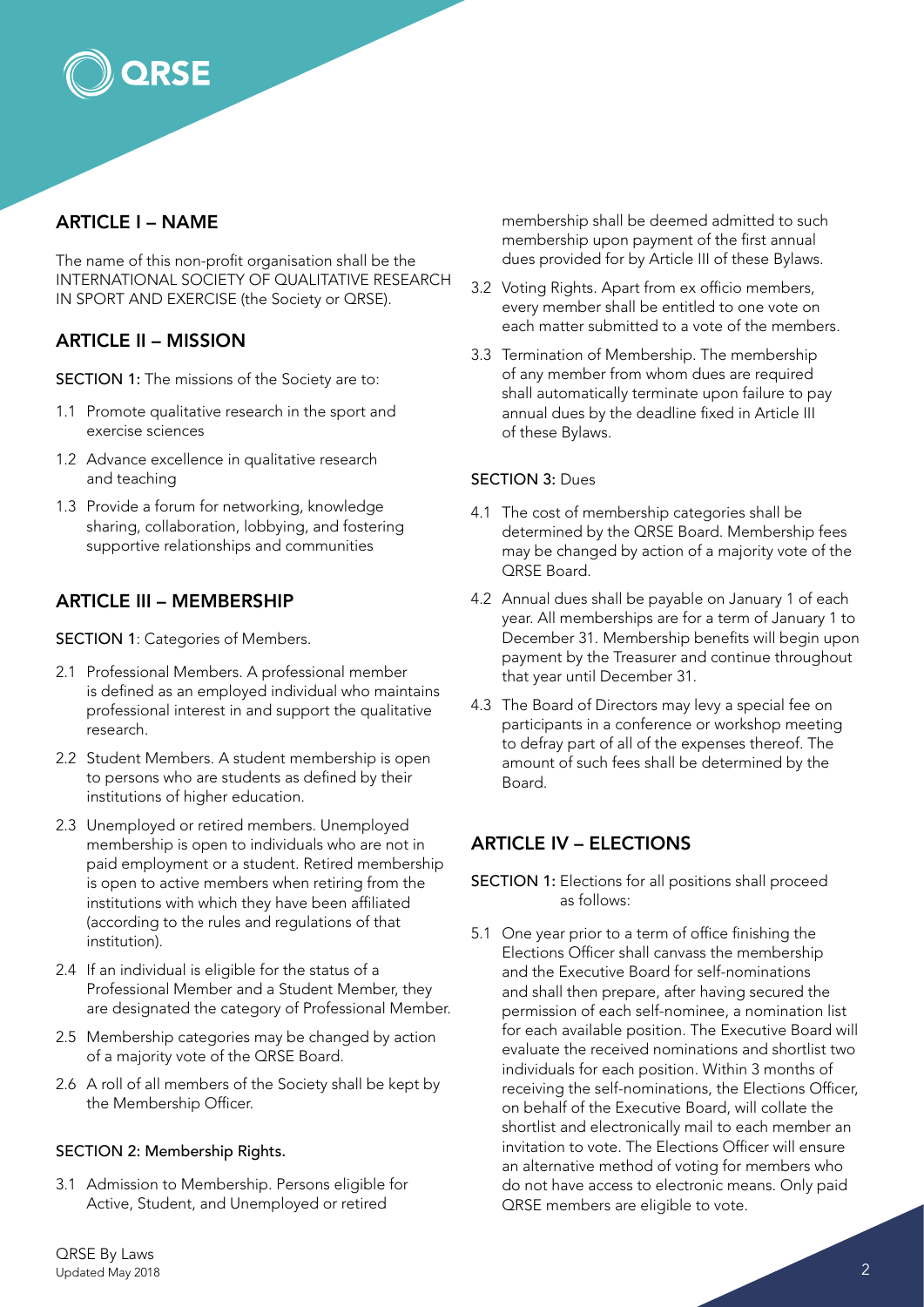## ARTICLE I – NAME

The name of this non-profit organisation shall be the INTERNATIONAL SOCIETY OF QUALITATIVE RESEARCH IN SPORT AND EXERCISE (the Society or QRSE).

## ARTICLE II – MISSION

**SECTION 1:** The missions of the Society are to:

1.1 Promote qualitative research in the sport and exercise sciences

1.2 Advance excellence in qualitative research and teaching

1.3 Provide a forum for networking, knowledge sharing, collaboration, lobbying, and fostering supportive relationships and communities

## ARTICLE III – MEMBERSHIP

**SECTION 1**: Categories of Members.

2.1 Professional Members. A professional member is defined as an employed individual who maintains professional interest in and support the qualitative research.

2.2 Student Members. A student membership is open to persons who are students as defined by their institutions of higher education.

2.3 Unemployed or retired members. Unemployed membership is open to individuals who are not in paid employment or a student. Retired membership is open to active members when retiring from the institutions with which they have been affiliated (according to the rules and regulations of that institution).

2.4 If an individual is eligible for the status of a Professional Member and a Student Member, they are designated the category of Professional Member.

2.5 Membership categories may be changed by action of a majority vote of the QRSE Board.

2.6 A roll of all members of the Society shall be kept by the Membership Officer.

**SECTION 2: Membership Rights.**

3.1 Admission to Membership. Persons eligible for Active, Student, and Unemployed or retired membership shall be deemed admitted to such membership upon payment of the first annual dues provided for by Article III of these Bylaws.

3.2 Voting Rights. Apart from ex officio members, every member shall be entitled to one vote on each matter submitted to a vote of the members.

3.3 Termination of Membership. The membership of any member from whom dues are required shall automatically terminate upon failure to pay annual dues by the deadline fixed in Article III of these Bylaws.

**SECTION 3:** Dues

4.1 The cost of membership categories shall be determined by the QRSE Board. Membership fees may be changed by action of a majority vote of the QRSE Board.

4.2 Annual dues shall be payable on January 1 of each year. All memberships are for a term of January 1 to December 31. Membership benefits will begin upon payment by the Treasurer and continue throughout that year until December 31.

4.3 The Board of Directors may levy a special fee on participants in a conference or workshop meeting to defray part of all of the expenses thereof. The amount of such fees shall be determined by the Board.

## ARTICLE IV – ELECTIONS

**SECTION 1:** Elections for all positions shall proceed as follows:

5.1 One year prior to a term of office finishing the Elections Officer shall canvass the membership and the Executive Board for self-nominations and shall then prepare, after having secured the permission of each self-nominee, a nomination list for each available position. The Executive Board will evaluate the received nominations and shortlist two individuals for each position. Within 3 months of receiving the self-nominations, the Elections Officer, on behalf of the Executive Board, will collate the shortlist and electronically mail to each member an invitation to vote. The Elections Officer will ensure an alternative method of voting for members who do not have access to electronic means. Only paid QRSE members are eligible to vote.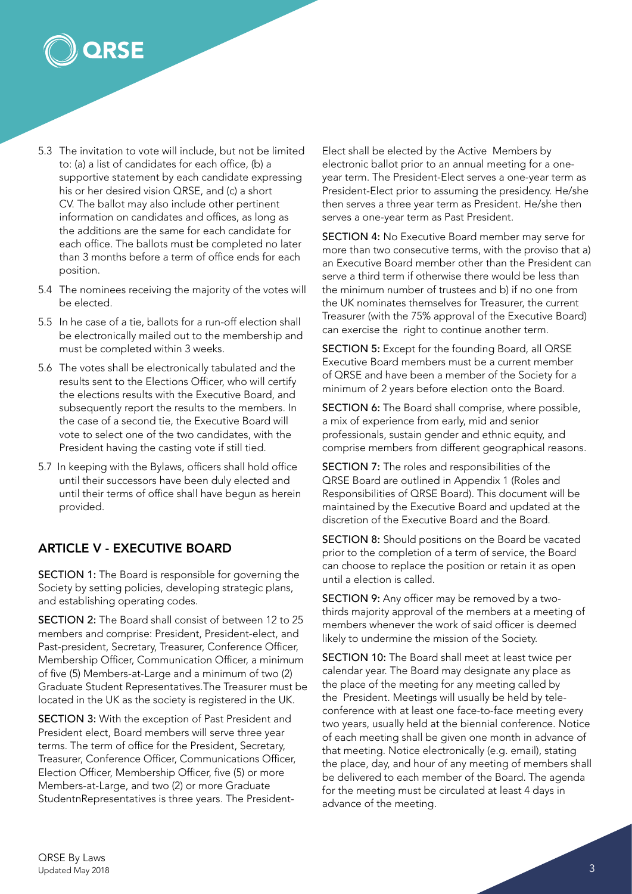5.3 The invitation to vote will include, but not be limited to: (a) a list of candidates for each office, (b) a supportive statement by each candidate expressing his or her desired vision QRSE, and (c) a short CV. The ballot may also include other pertinent information on candidates and offices, as long as the additions are the same for each candidate for each office. The ballots must be completed no later than 3 months before a term of office ends for each position.

5.4 The nominees receiving the majority of the votes will be elected.

5.5 In he case of a tie, ballots for a run-off election shall be electronically mailed out to the membership and must be completed within 3 weeks.

5.6 The votes shall be electronically tabulated and the results sent to the Elections Officer, who will certify the elections results with the Executive Board, and subsequently report the results to the members. In the case of a second tie, the Executive Board will vote to select one of the two candidates, with the President having the casting vote if still tied.

5.7 In keeping with the Bylaws, officers shall hold office until their successors have been duly elected and until their terms of office shall have begun as herein provided.

## ARTICLE V - EXECUTIVE BOARD

**SECTION 1:** The Board is responsible for governing the Society by setting policies, developing strategic plans, and establishing operating codes.

**SECTION 2:** The Board shall consist of between 12 to 25 members and comprise: President, President-elect, and Past-president, Secretary, Treasurer, Conference Officer, Membership Officer, Communication Officer, a minimum of five (5) Members-at-Large and a minimum of two (2) Graduate Student Representatives.The Treasurer must be located in the UK as the society is registered in the UK.

**SECTION 3:** With the exception of Past President and President elect, Board members will serve three year terms. The term of office for the President, Secretary, Treasurer, Conference Officer, Communications Officer, Election Officer, Membership Officer, five (5) or more Members-at-Large, and two (2) or more Graduate StudentnRepresentatives is three years. The President-Elect shall be elected by the Active Members by electronic ballot prior to an annual meeting for a one-year term. The President-Elect serves a one-year term as President-Elect prior to assuming the presidency. He/she then serves a three year term as President. He/she then serves a one-year term as Past President.

**SECTION 4:** No Executive Board member may serve for more than two consecutive terms, with the proviso that a) an Executive Board member other than the President can serve a third term if otherwise there would be less than the minimum number of trustees and b) if no one from the UK nominates themselves for Treasurer, the current Treasurer (with the 75% approval of the Executive Board) can exercise the right to continue another term.

**SECTION 5:** Except for the founding Board, all QRSE Executive Board members must be a current member of QRSE and have been a member of the Society for a minimum of 2 years before election onto the Board.

**SECTION 6:** The Board shall comprise, where possible, a mix of experience from early, mid and senior professionals, sustain gender and ethnic equity, and comprise members from different geographical reasons.

**SECTION 7:** The roles and responsibilities of the QRSE Board are outlined in Appendix 1 (Roles and Responsibilities of QRSE Board). This document will be maintained by the Executive Board and updated at the discretion of the Executive Board and the Board.

**SECTION 8:** Should positions on the Board be vacated prior to the completion of a term of service, the Board can choose to replace the position or retain it as open until a election is called.

**SECTION 9:** Any officer may be removed by a two-thirds majority approval of the members at a meeting of members whenever the work of said officer is deemed likely to undermine the mission of the Society.

**SECTION 10:** The Board shall meet at least twice per calendar year. The Board may designate any place as the place of the meeting for any meeting called by the President. Meetings will usually be held by tele-conference with at least one face-to-face meeting every two years, usually held at the biennial conference. Notice of each meeting shall be given one month in advance of that meeting. Notice electronically (e.g. email), stating the place, day, and hour of any meeting of members shall be delivered to each member of the Board. The agenda for the meeting must be circulated at least 4 days in advance of the meeting.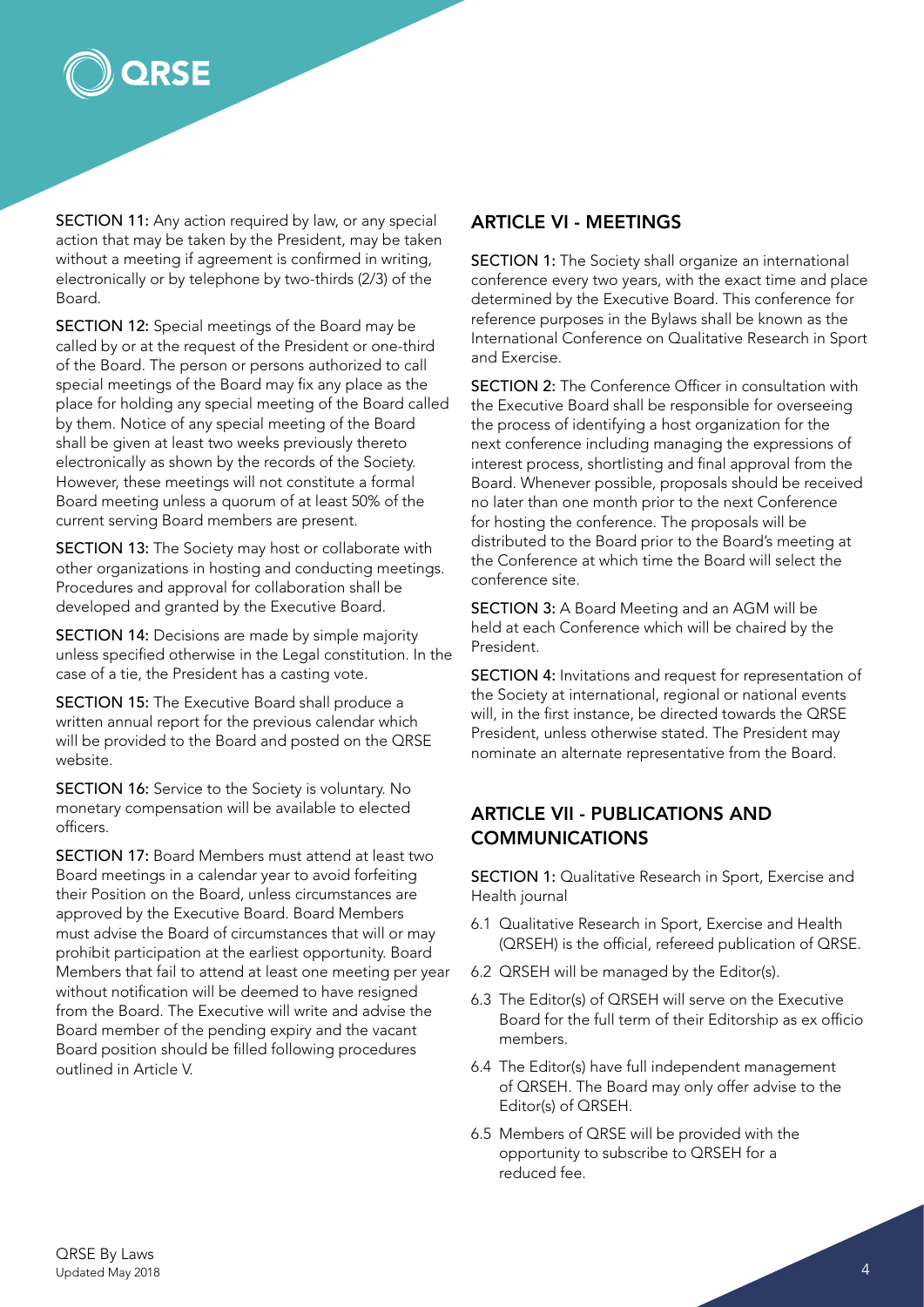**SECTION 11:** Any action required by law, or any special action that may be taken by the President, may be taken without a meeting if agreement is confirmed in writing, electronically or by telephone by two-thirds (2/3) of the Board.

**SECTION 12:** Special meetings of the Board may be called by or at the request of the President or one-third of the Board. The person or persons authorized to call special meetings of the Board may fix any place as the place for holding any special meeting of the Board called by them. Notice of any special meeting of the Board shall be given at least two weeks previously thereto electronically as shown by the records of the Society. However, these meetings will not constitute a formal Board meeting unless a quorum of at least 50% of the current serving Board members are present.

**SECTION 13:** The Society may host or collaborate with other organizations in hosting and conducting meetings. Procedures and approval for collaboration shall be developed and granted by the Executive Board.

**SECTION 14:** Decisions are made by simple majority unless specified otherwise in the Legal constitution. In the case of a tie, the President has a casting vote.

**SECTION 15:** The Executive Board shall produce a written annual report for the previous calendar which will be provided to the Board and posted on the QRSE website.

**SECTION 16:** Service to the Society is voluntary. No monetary compensation will be available to elected officers.

**SECTION 17:** Board Members must attend at least two Board meetings in a calendar year to avoid forfeiting their Position on the Board, unless circumstances are approved by the Executive Board. Board Members must advise the Board of circumstances that will or may prohibit participation at the earliest opportunity. Board Members that fail to attend at least one meeting per year without notification will be deemed to have resigned from the Board. The Executive will write and advise the Board member of the pending expiry and the vacant Board position should be filled following procedures outlined in Article V.

## ARTICLE VI - MEETINGS

**SECTION 1:** The Society shall organize an international conference every two years, with the exact time and place determined by the Executive Board. This conference for reference purposes in the Bylaws shall be known as the International Conference on Qualitative Research in Sport and Exercise.

**SECTION 2:** The Conference Officer in consultation with the Executive Board shall be responsible for overseeing the process of identifying a host organization for the next conference including managing the expressions of interest process, shortlisting and final approval from the Board. Whenever possible, proposals should be received no later than one month prior to the next Conference for hosting the conference. The proposals will be distributed to the Board prior to the Board's meeting at the Conference at which time the Board will select the conference site.

**SECTION 3:** A Board Meeting and an AGM will be held at each Conference which will be chaired by the President.

**SECTION 4:** Invitations and request for representation of the Society at international, regional or national events will, in the first instance, be directed towards the QRSE President, unless otherwise stated. The President may nominate an alternate representative from the Board.

## ARTICLE VII - PUBLICATIONS AND COMMUNICATIONS

**SECTION 1:** Qualitative Research in Sport, Exercise and Health journal

6.1 Qualitative Research in Sport, Exercise and Health (QRSEH) is the official, refereed publication of QRSE.

6.2 QRSEH will be managed by the Editor(s).

6.3 The Editor(s) of QRSEH will serve on the Executive Board for the full term of their Editorship as ex officio members.

6.4 The Editor(s) have full independent management of QRSEH. The Board may only offer advise to the Editor(s) of QRSEH.

6.5 Members of QRSE will be provided with the opportunity to subscribe to QRSEH for a reduced fee.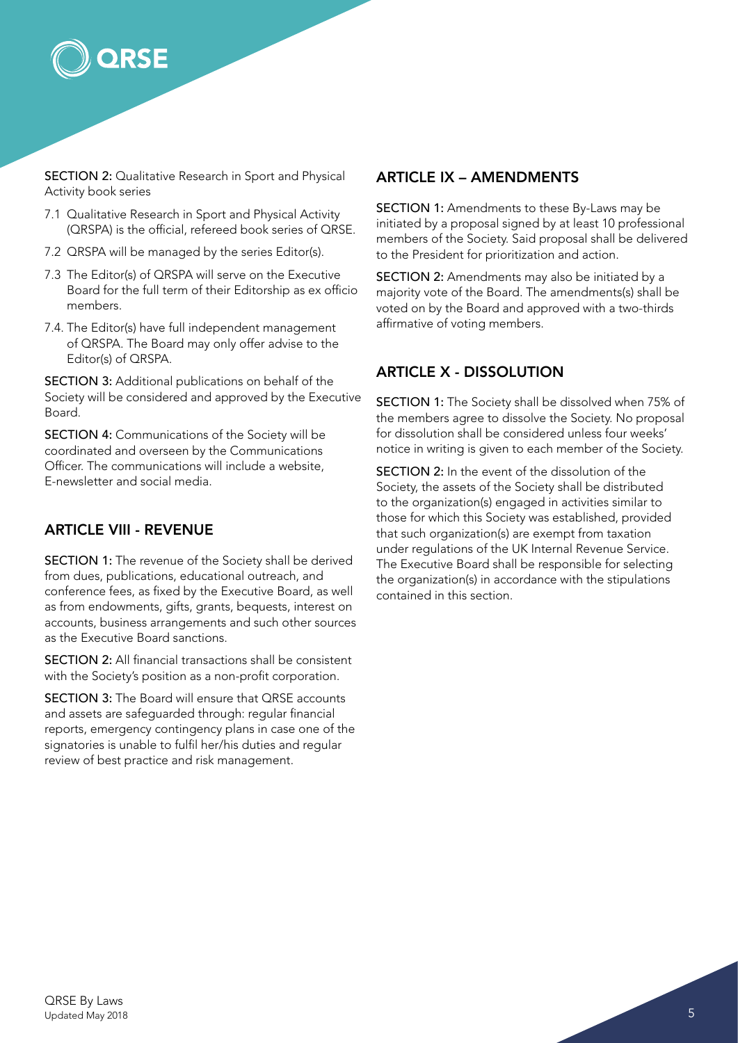**SECTION 2:** Qualitative Research in Sport and Physical Activity book series

7.1 Qualitative Research in Sport and Physical Activity (QRSPA) is the official, refereed book series of QRSE.

7.2 QRSPA will be managed by the series Editor(s).

7.3 The Editor(s) of QRSPA will serve on the Executive Board for the full term of their Editorship as ex officio members.

7.4. The Editor(s) have full independent management of QRSPA. The Board may only offer advise to the Editor(s) of QRSPA.

**SECTION 3:** Additional publications on behalf of the Society will be considered and approved by the Executive Board.

**SECTION 4:** Communications of the Society will be coordinated and overseen by the Communications Officer. The communications will include a website, E-newsletter and social media.

## ARTICLE VIII - REVENUE

**SECTION 1:** The revenue of the Society shall be derived from dues, publications, educational outreach, and conference fees, as fixed by the Executive Board, as well as from endowments, gifts, grants, bequests, interest on accounts, business arrangements and such other sources as the Executive Board sanctions.

**SECTION 2:** All financial transactions shall be consistent with the Society's position as a non-profit corporation.

**SECTION 3:** The Board will ensure that QRSE accounts and assets are safeguarded through: regular financial reports, emergency contingency plans in case one of the signatories is unable to fulfil her/his duties and regular review of best practice and risk management.

## ARTICLE IX – AMENDMENTS

**SECTION 1:** Amendments to these By-Laws may be initiated by a proposal signed by at least 10 professional members of the Society. Said proposal shall be delivered to the President for prioritization and action.

**SECTION 2:** Amendments may also be initiated by a majority vote of the Board. The amendments(s) shall be voted on by the Board and approved with a two-thirds affirmative of voting members.

## ARTICLE X - DISSOLUTION

**SECTION 1:** The Society shall be dissolved when 75% of the members agree to dissolve the Society. No proposal for dissolution shall be considered unless four weeks' notice in writing is given to each member of the Society.

**SECTION 2:** In the event of the dissolution of the Society, the assets of the Society shall be distributed to the organization(s) engaged in activities similar to those for which this Society was established, provided that such organization(s) are exempt from taxation under regulations of the UK Internal Revenue Service. The Executive Board shall be responsible for selecting the organization(s) in accordance with the stipulations contained in this section.